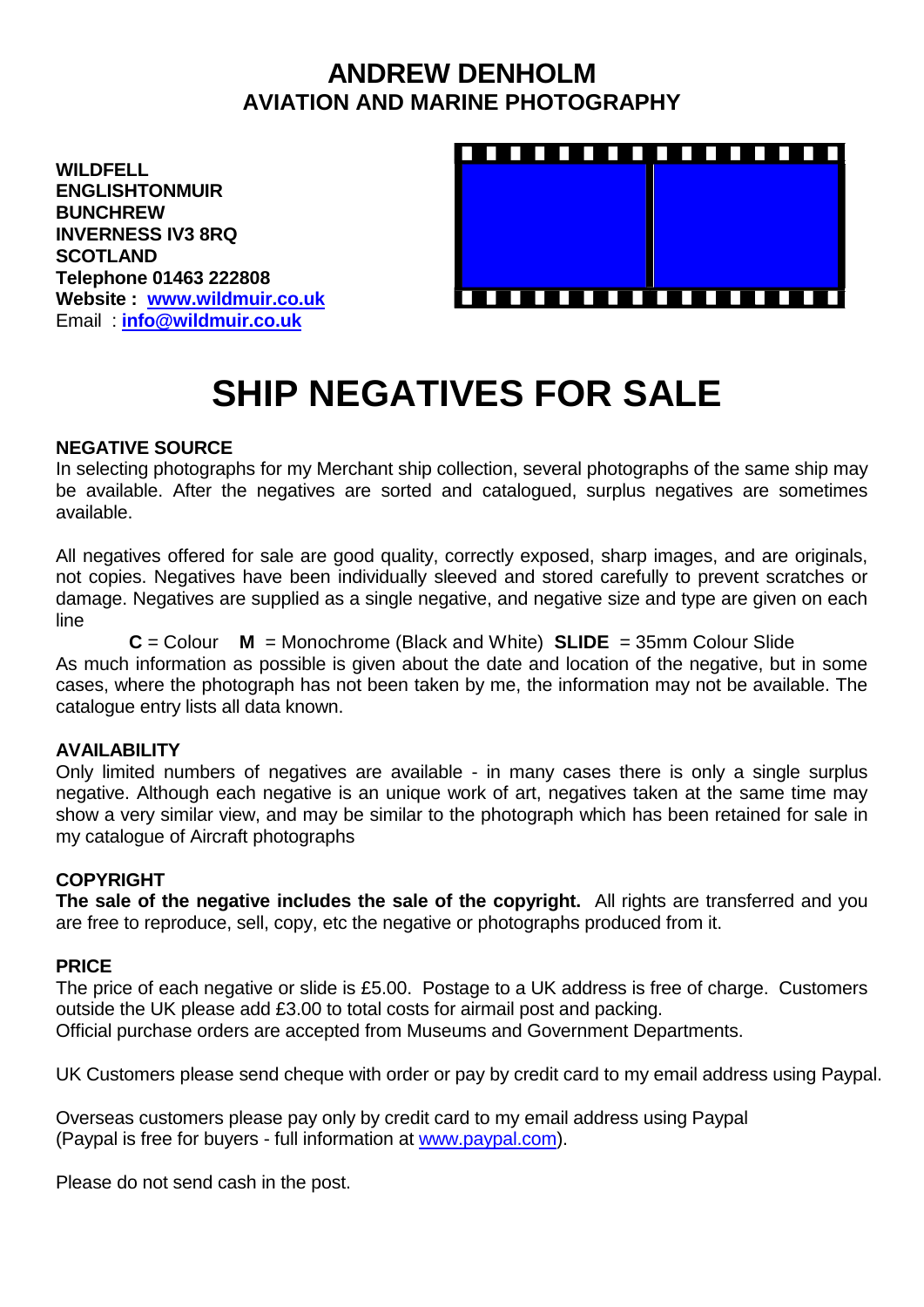# ANDREW DENHOLM
## AVIATION AND MARINE PHOTOGRAPHY

**WILDFELL**
**ENGLISHTONMUIR**
**BUNCHREW**
**INVERNESS IV3 8RQ**
**SCOTLAND**
**Telephone 01463 222808**
**Website : [www.wildmuir.co.uk](http://www.wildmuir.co.uk)**
Email : **[info@wildmuir.co.uk](mailto:info@wildmuir.co.uk)**

# SHIP NEGATIVES FOR SALE

**NEGATIVE SOURCE**
In selecting photographs for my Merchant ship collection, several photographs of the same ship may be available. After the negatives are sorted and catalogued, surplus negatives are sometimes available.

All negatives offered for sale are good quality, correctly exposed, sharp images, and are originals, not copies. Negatives have been individually sleeved and stored carefully to prevent scratches or damage. Negatives are supplied as a single negative, and negative size and type are given on each line

**C** = Colour **M** = Monochrome (Black and White) **SLIDE** = 35mm Colour Slide
As much information as possible is given about the date and location of the negative, but in some cases, where the photograph has not been taken by me, the information may not be available. The catalogue entry lists all data known.

**AVAILABILITY**
Only limited numbers of negatives are available - in many cases there is only a single surplus negative. Although each negative is an unique work of art, negatives taken at the same time may show a very similar view, and may be similar to the photograph which has been retained for sale in my catalogue of Aircraft photographs

**COPYRIGHT**
**The sale of the negative includes the sale of the copyright.** All rights are transferred and you are free to reproduce, sell, copy, etc the negative or photographs produced from it.

**PRICE**
The price of each negative or slide is £5.00. Postage to a UK address is free of charge. Customers outside the UK please add £3.00 to total costs for airmail post and packing.
Official purchase orders are accepted from Museums and Government Departments.

UK Customers please send cheque with order or pay by credit card to my email address using Paypal.

Overseas customers please pay only by credit card to my email address using Paypal
(Paypal is free for buyers - full information at [www.paypal.com](http://www.paypal.com)).

Please do not send cash in the post.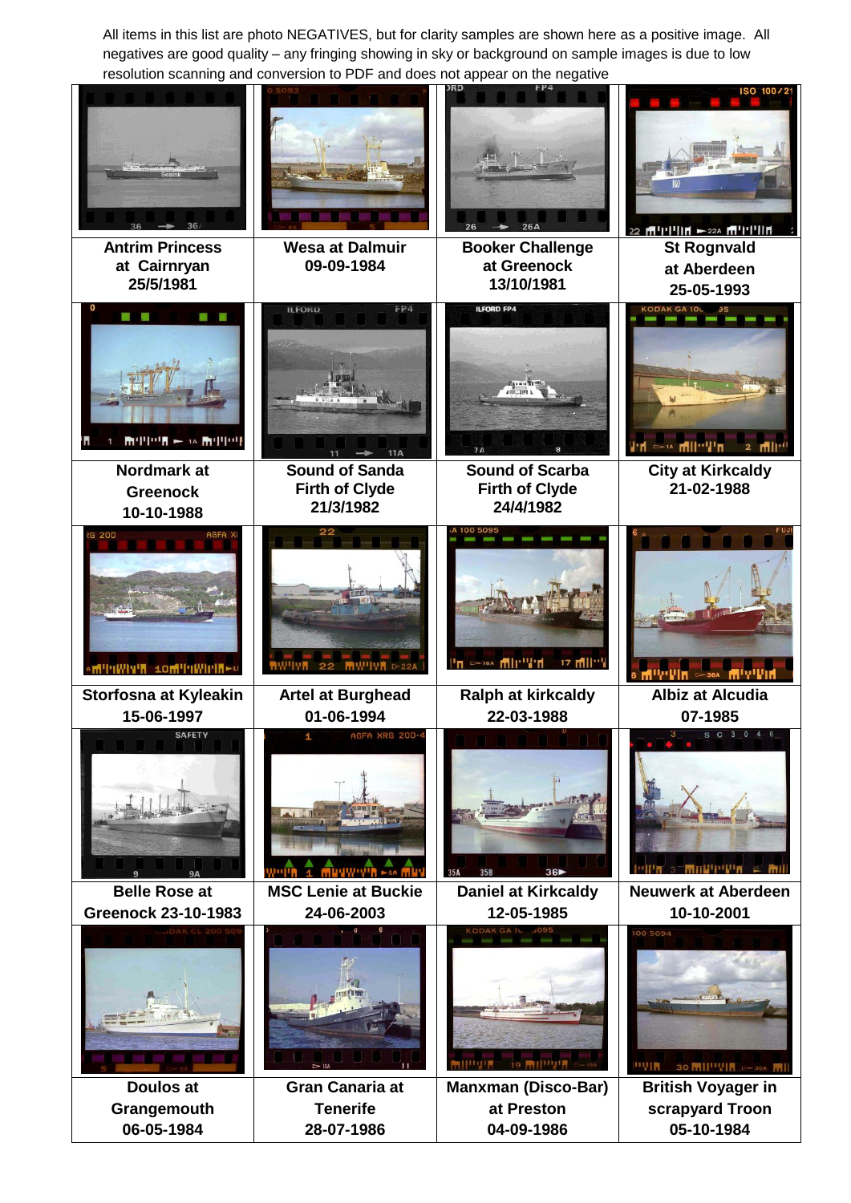All items in this list are photo NEGATIVES, but for clarity samples are shown here as a positive image. All negatives are good quality – any fringing showing in sky or background on sample images is due to low resolution scanning and conversion to PDF and does not appear on the negative

| | | | |
|---|---|---|---|
| Antrim Princess at Cairnryan 25/5/1981 | Wesa at Dalmuir 09-09-1984 | Booker Challenge at Greenock 13/10/1981 | St Rognvald at Aberdeen 25-05-1993 |
| Nordmark at Greenock 10-10-1988 | Sound of Sanda Firth of Clyde 21/3/1982 | Sound of Scarba Firth of Clyde 24/4/1982 | City at Kirkcaldy 21-02-1988 |
| Storfosna at Kyleakin 15-06-1997 | Artel at Burghead 01-06-1994 | Ralph at kirkcaldy 22-03-1988 | Albiz at Alcudia 07-1985 |
| Belle Rose at Greenock 23-10-1983 | MSC Lenie at Buckie 24-06-2003 | Daniel at Kirkcaldy 12-05-1985 | Neuwerk at Aberdeen 10-10-2001 |
| Doulos at Grangemouth 06-05-1984 | Gran Canaria at Tenerife 28-07-1986 | Manxman (Disco-Bar) at Preston 04-09-1986 | British Voyager in scrapyard Troon 05-10-1984 |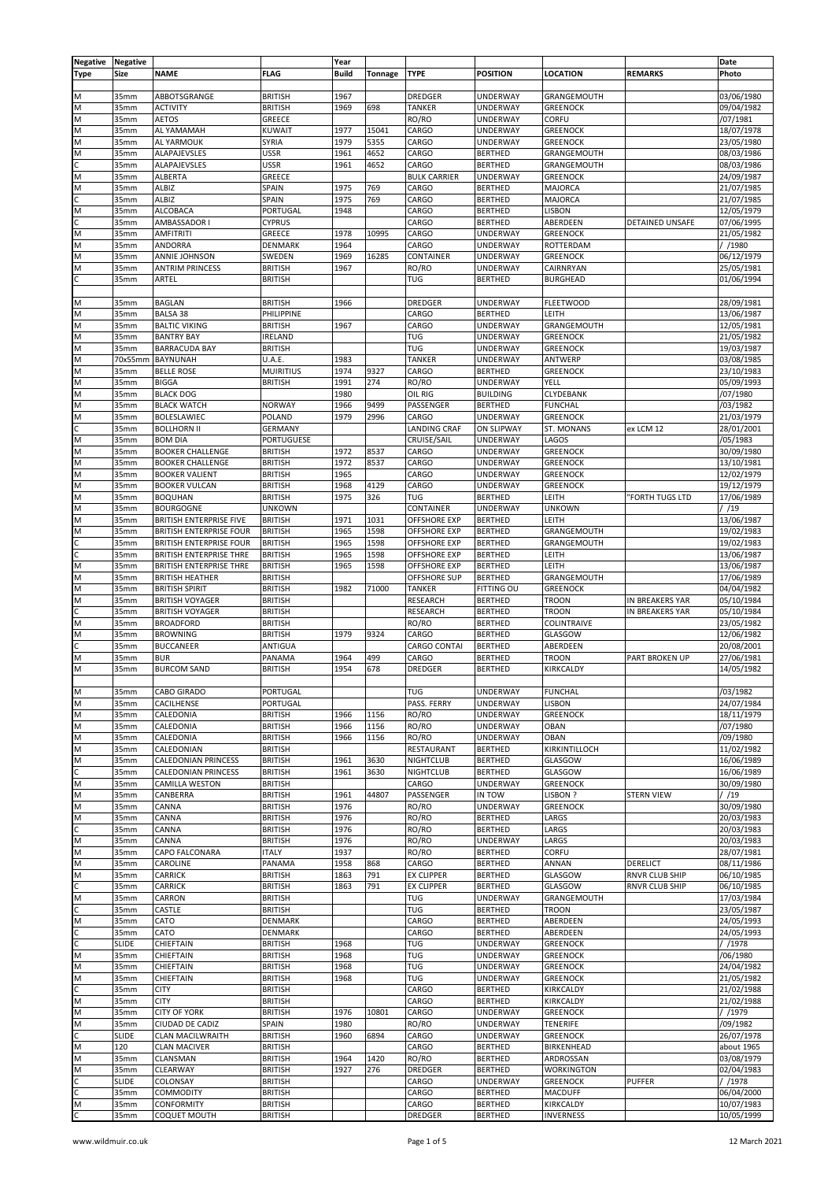| Negative Type | Negative Size | NAME | FLAG | Year Build | Tonnage | TYPE | POSITION | LOCATION | REMARKS | Date Photo |
|---|---|---|---|---|---|---|---|---|---|---|
| | | | | | | | | | | |
| M | 35mm | ABBOTSGRANGE | BRITISH | 1967 | | DREDGER | UNDERWAY | GRANGEMOUTH | | 03/06/1980 |
| M | 35mm | ACTIVITY | BRITISH | 1969 | 698 | TANKER | UNDERWAY | GREENOCK | | 09/04/1982 |
| M | 35mm | AETOS | GREECE | | | RO/RO | UNDERWAY | CORFU | | /07/1981 |
| M | 35mm | AL YAMAMAH | KUWAIT | 1977 | 15041 | CARGO | UNDERWAY | GREENOCK | | 18/07/1978 |
| M | 35mm | AL YARMOUK | SYRIA | 1979 | 5355 | CARGO | UNDERWAY | GREENOCK | | 23/05/1980 |
| M | 35mm | ALAPAJEVSLES | USSR | 1961 | 4652 | CARGO | BERTHED | GRANGEMOUTH | | 08/03/1986 |
| C | 35mm | ALAPAJEVSLES | USSR | 1961 | 4652 | CARGO | BERTHED | GRANGEMOUTH | | 08/03/1986 |
| M | 35mm | ALBERTA | GREECE | | | BULK CARRIER | UNDERWAY | GREENOCK | | 24/09/1987 |
| M | 35mm | ALBIZ | SPAIN | 1975 | 769 | CARGO | BERTHED | MAJORCA | | 21/07/1985 |
| C | 35mm | ALBIZ | SPAIN | 1975 | 769 | CARGO | BERTHED | MAJORCA | | 21/07/1985 |
| M | 35mm | ALCOBACA | PORTUGAL | 1948 | | CARGO | BERTHED | LISBON | | 12/05/1979 |
| C | 35mm | AMBASSADOR I | CYPRUS | | | CARGO | BERTHED | ABERDEEN | DETAINED UNSAFE | 07/06/1995 |
| M | 35mm | AMFITRITI | GREECE | 1978 | 10995 | CARGO | UNDERWAY | GREENOCK | | 21/05/1982 |
| M | 35mm | ANDORRA | DENMARK | 1964 | | CARGO | UNDERWAY | ROTTERDAM | | / /1980 |
| M | 35mm | ANNIE JOHNSON | SWEDEN | 1969 | 16285 | CONTAINER | UNDERWAY | GREENOCK | | 06/12/1979 |
| M | 35mm | ANTRIM PRINCESS | BRITISH | 1967 | | RO/RO | UNDERWAY | CAIRNRYAN | | 25/05/1981 |
| C | 35mm | ARTEL | BRITISH | | | TUG | BERTHED | BURGHEAD | | 01/06/1994 |
| | | | | | | | | | | |
| M | 35mm | BAGLAN | BRITISH | 1966 | | DREDGER | UNDERWAY | FLEETWOOD | | 28/09/1981 |
| M | 35mm | BALSA 38 | PHILIPPINE | | | CARGO | BERTHED | LEITH | | 13/06/1987 |
| M | 35mm | BALTIC VIKING | BRITISH | 1967 | | CARGO | UNDERWAY | GRANGEMOUTH | | 12/05/1981 |
| M | 35mm | BANTRY BAY | IRELAND | | | TUG | UNDERWAY | GREENOCK | | 21/05/1982 |
| M | 35mm | BARRACUDA BAY | BRITISH | | | TUG | UNDERWAY | GREENOCK | | 19/03/1987 |
| M | 70x55mm | BAYNUNAH | U.A.E. | 1983 | | TANKER | UNDERWAY | ANTWERP | | 03/08/1985 |
| M | 35mm | BELLE ROSE | MUIRITIUS | 1974 | 9327 | CARGO | BERTHED | GREENOCK | | 23/10/1983 |
| M | 35mm | BIGGA | BRITISH | 1991 | 274 | RO/RO | UNDERWAY | YELL | | 05/09/1993 |
| M | 35mm | BLACK DOG | | 1980 | | OIL RIG | BUILDING | CLYDEBANK | | /07/1980 |
| M | 35mm | BLACK WATCH | NORWAY | 1966 | 9499 | PASSENGER | BERTHED | FUNCHAL | | /03/1982 |
| M | 35mm | BOLESLAWIEC | POLAND | 1979 | 2996 | CARGO | UNDERWAY | GREENOCK | | 21/03/1979 |
| C | 35mm | BOLLHORN II | GERMANY | | | LANDING CRAF | ON SLIPWAY | ST. MONANS | ex LCM 12 | 28/01/2001 |
| M | 35mm | BOM DIA | PORTUGUESE | | | CRUISE/SAIL | UNDERWAY | LAGOS | | /05/1983 |
| M | 35mm | BOOKER CHALLENGE | BRITISH | 1972 | 8537 | CARGO | UNDERWAY | GREENOCK | | 30/09/1980 |
| M | 35mm | BOOKER CHALLENGE | BRITISH | 1972 | 8537 | CARGO | UNDERWAY | GREENOCK | | 13/10/1981 |
| M | 35mm | BOOKER VALIENT | BRITISH | 1965 | | CARGO | UNDERWAY | GREENOCK | | 12/02/1979 |
| M | 35mm | BOOKER VULCAN | BRITISH | 1968 | 4129 | CARGO | UNDERWAY | GREENOCK | | 19/12/1979 |
| M | 35mm | BOQUHAN | BRITISH | 1975 | 326 | TUG | BERTHED | LEITH | "FORTH TUGS LTD | 17/06/1989 |
| M | 35mm | BOURGOGNE | UNKOWN | | | CONTAINER | UNDERWAY | UNKOWN | | / /19 |
| M | 35mm | BRITISH ENTERPRISE FIVE | BRITISH | 1971 | 1031 | OFFSHORE EXP | BERTHED | LEITH | | 13/06/1987 |
| M | 35mm | BRITISH ENTERPRISE FOUR | BRITISH | 1965 | 1598 | OFFSHORE EXP | BERTHED | GRANGEMOUTH | | 19/02/1983 |
| C | 35mm | BRITISH ENTERPRISE FOUR | BRITISH | 1965 | 1598 | OFFSHORE EXP | BERTHED | GRANGEMOUTH | | 19/02/1983 |
| C | 35mm | BRITISH ENTERPRISE THRE | BRITISH | 1965 | 1598 | OFFSHORE EXP | BERTHED | LEITH | | 13/06/1987 |
| M | 35mm | BRITISH ENTERPRISE THRE | BRITISH | 1965 | 1598 | OFFSHORE EXP | BERTHED | LEITH | | 13/06/1987 |
| M | 35mm | BRITISH HEATHER | BRITISH | | | OFFSHORE SUP | BERTHED | GRANGEMOUTH | | 17/06/1989 |
| M | 35mm | BRITISH SPIRIT | BRITISH | 1982 | 71000 | TANKER | FITTING OU | GREENOCK | | 04/04/1982 |
| M | 35mm | BRITISH VOYAGER | BRITISH | | | RESEARCH | BERTHED | TROON | IN BREAKERS YAR | 05/10/1984 |
| C | 35mm | BRITISH VOYAGER | BRITISH | | | RESEARCH | BERTHED | TROON | IN BREAKERS YAR | 05/10/1984 |
| M | 35mm | BROADFORD | BRITISH | | | RO/RO | BERTHED | COLINTRAIVE | | 23/05/1982 |
| M | 35mm | BROWNING | BRITISH | 1979 | 9324 | CARGO | BERTHED | GLASGOW | | 12/06/1982 |
| C | 35mm | BUCCANEER | ANTIGUA | | | CARGO CONTAI | BERTHED | ABERDEEN | | 20/08/2001 |
| M | 35mm | BUR | PANAMA | 1964 | 499 | CARGO | BERTHED | TROON | PART BROKEN UP | 27/06/1981 |
| M | 35mm | BURCOM SAND | BRITISH | 1954 | 678 | DREDGER | BERTHED | KIRKCALDY | | 14/05/1982 |
| | | | | | | | | | | |
| M | 35mm | CABO GIRADO | PORTUGAL | | | TUG | UNDERWAY | FUNCHAL | | /03/1982 |
| M | 35mm | CACILHENSE | PORTUGAL | | | PASS. FERRY | UNDERWAY | LISBON | | 24/07/1984 |
| M | 35mm | CALEDONIA | BRITISH | 1966 | 1156 | RO/RO | UNDERWAY | GREENOCK | | 18/11/1979 |
| M | 35mm | CALEDONIA | BRITISH | 1966 | 1156 | RO/RO | UNDERWAY | OBAN | | /07/1980 |
| M | 35mm | CALEDONIA | BRITISH | 1966 | 1156 | RO/RO | UNDERWAY | OBAN | | /09/1980 |
| M | 35mm | CALEDONIAN | BRITISH | | | RESTAURANT | BERTHED | KIRKINTILLOCH | | 11/02/1982 |
| M | 35mm | CALEDONIAN PRINCESS | BRITISH | 1961 | 3630 | NIGHTCLUB | BERTHED | GLASGOW | | 16/06/1989 |
| C | 35mm | CALEDONIAN PRINCESS | BRITISH | 1961 | 3630 | NIGHTCLUB | BERTHED | GLASGOW | | 16/06/1989 |
| M | 35mm | CAMILLA WESTON | BRITISH | | | CARGO | UNDERWAY | GREENOCK | | 30/09/1980 |
| M | 35mm | CANBERRA | BRITISH | 1961 | 44807 | PASSENGER | IN TOW | LISBON ? | STERN VIEW | / /19 |
| M | 35mm | CANNA | BRITISH | 1976 | | RO/RO | UNDERWAY | GREENOCK | | 30/09/1980 |
| M | 35mm | CANNA | BRITISH | 1976 | | RO/RO | BERTHED | LARGS | | 20/03/1983 |
| C | 35mm | CANNA | BRITISH | 1976 | | RO/RO | BERTHED | LARGS | | 20/03/1983 |
| M | 35mm | CANNA | BRITISH | 1976 | | RO/RO | UNDERWAY | LARGS | | 20/03/1983 |
| M | 35mm | CAPO FALCONARA | ITALY | 1937 | | RO/RO | BERTHED | CORFU | | 28/07/1981 |
| M | 35mm | CAROLINE | PANAMA | 1958 | 868 | CARGO | BERTHED | ANNAN | DERELICT | 08/11/1986 |
| M | 35mm | CARRICK | BRITISH | 1863 | 791 | EX CLIPPER | BERTHED | GLASGOW | RNVR CLUB SHIP | 06/10/1985 |
| C | 35mm | CARRICK | BRITISH | 1863 | 791 | EX CLIPPER | BERTHED | GLASGOW | RNVR CLUB SHIP | 06/10/1985 |
| M | 35mm | CARRON | BRITISH | | | TUG | UNDERWAY | GRANGEMOUTH | | 17/03/1984 |
| C | 35mm | CASTLE | BRITISH | | | TUG | BERTHED | TROON | | 23/05/1987 |
| M | 35mm | CATO | DENMARK | | | CARGO | BERTHED | ABERDEEN | | 24/05/1993 |
| C | 35mm | CATO | DENMARK | | | CARGO | BERTHED | ABERDEEN | | 24/05/1993 |
| C | SLIDE | CHIEFTAIN | BRITISH | 1968 | | TUG | UNDERWAY | GREENOCK | | / /1978 |
| M | 35mm | CHIEFTAIN | BRITISH | 1968 | | TUG | UNDERWAY | GREENOCK | | /06/1980 |
| M | 35mm | CHIEFTAIN | BRITISH | 1968 | | TUG | UNDERWAY | GREENOCK | | 24/04/1982 |
| M | 35mm | CHIEFTAIN | BRITISH | 1968 | | TUG | UNDERWAY | GREENOCK | | 21/05/1982 |
| C | 35mm | CITY | BRITISH | | | CARGO | BERTHED | KIRKCALDY | | 21/02/1988 |
| M | 35mm | CITY | BRITISH | | | CARGO | BERTHED | KIRKCALDY | | 21/02/1988 |
| M | 35mm | CITY OF YORK | BRITISH | 1976 | 10801 | CARGO | UNDERWAY | GREENOCK | | / /1979 |
| M | 35mm | CIUDAD DE CADIZ | SPAIN | 1980 | | RO/RO | UNDERWAY | TENERIFE | | /09/1982 |
| C | SLIDE | CLAN MACILWRAITH | BRITISH | 1960 | 6894 | CARGO | UNDERWAY | GREENOCK | | 26/07/1978 |
| M | 120 | CLAN MACIVER | BRITISH | | | CARGO | BERTHED | BIRKENHEAD | | about 1965 |
| M | 35mm | CLANSMAN | BRITISH | 1964 | 1420 | RO/RO | BERTHED | ARDROSSAN | | 03/08/1979 |
| M | 35mm | CLEARWAY | BRITISH | 1927 | 276 | DREDGER | BERTHED | WORKINGTON | | 02/04/1983 |
| C | SLIDE | COLONSAY | BRITISH | | | CARGO | UNDERWAY | GREENOCK | PUFFER | / /1978 |
| C | 35mm | COMMODITY | BRITISH | | | CARGO | BERTHED | MACDUFF | | 06/04/2000 |
| M | 35mm | CONFORMITY | BRITISH | | | CARGO | BERTHED | KIRKCALDY | | 10/07/1983 |
| C | 35mm | COQUET MOUTH | BRITISH | | | DREDGER | BERTHED | INVERNESS | | 10/05/1999 |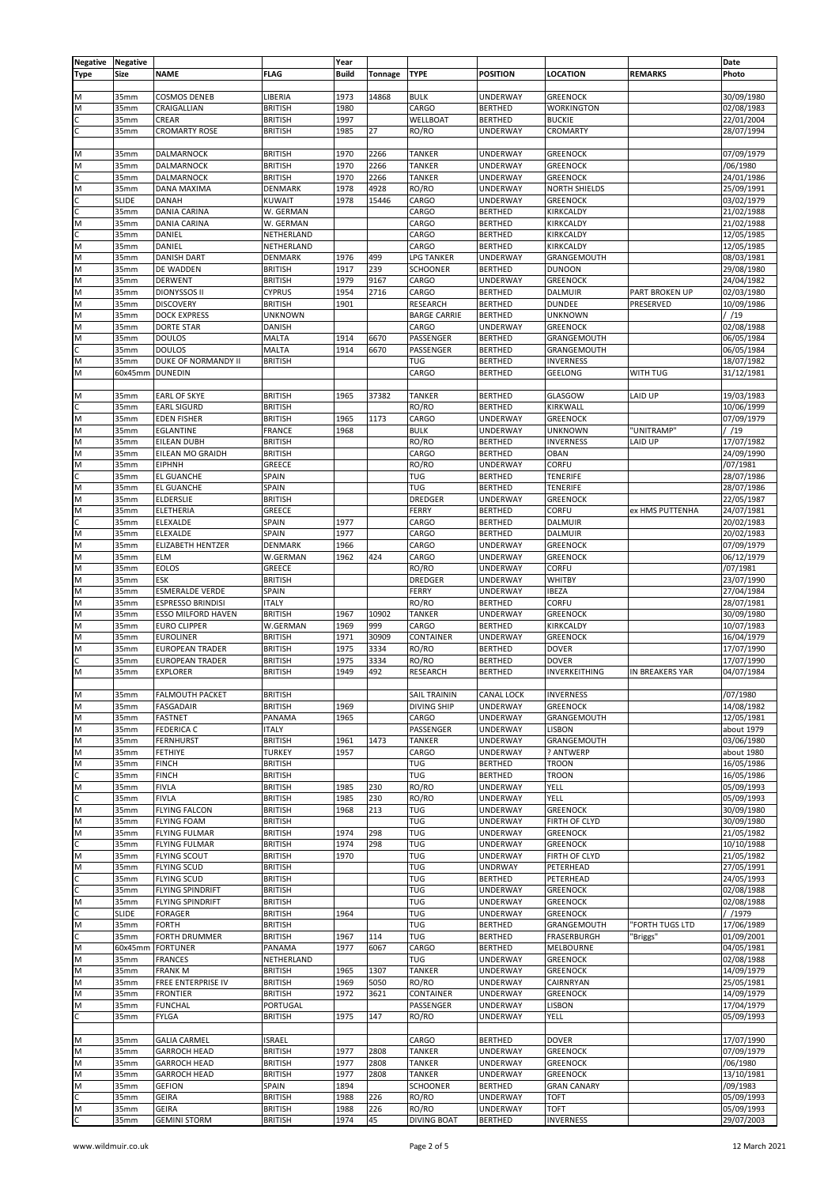| Negative Type | Negative Size | NAME | FLAG | Year Build | Tonnage | TYPE | POSITION | LOCATION | REMARKS | Date Photo |
|---|---|---|---|---|---|---|---|---|---|---|
| | | | | | | | | | | |
| M | 35mm | COSMOS DENEB | LIBERIA | 1973 | 14868 | BULK | UNDERWAY | GREENOCK | | 30/09/1980 |
| M | 35mm | CRAIGALLIAN | BRITISH | 1980 | | CARGO | BERTHED | WORKINGTON | | 02/08/1983 |
| C | 35mm | CREAR | BRITISH | 1997 | | WELLBOAT | BERTHED | BUCKIE | | 22/01/2004 |
| C | 35mm | CROMARTY ROSE | BRITISH | 1985 | 27 | RO/RO | UNDERWAY | CROMARTY | | 28/07/1994 |
| | | | | | | | | | | |
| M | 35mm | DALMARNOCK | BRITISH | 1970 | 2266 | TANKER | UNDERWAY | GREENOCK | | 07/09/1979 |
| M | 35mm | DALMARNOCK | BRITISH | 1970 | 2266 | TANKER | UNDERWAY | GREENOCK | | /06/1980 |
| C | 35mm | DALMARNOCK | BRITISH | 1970 | 2266 | TANKER | UNDERWAY | GREENOCK | | 24/01/1986 |
| M | 35mm | DANA MAXIMA | DENMARK | 1978 | 4928 | RO/RO | UNDERWAY | NORTH SHIELDS | | 25/09/1991 |
| C | SLIDE | DANAH | KUWAIT | 1978 | 15446 | CARGO | UNDERWAY | GREENOCK | | 03/02/1979 |
| C | 35mm | DANIA CARINA | W. GERMAN | | | CARGO | BERTHED | KIRKCALDY | | 21/02/1988 |
| M | 35mm | DANIA CARINA | W. GERMAN | | | CARGO | BERTHED | KIRKCALDY | | 21/02/1988 |
| C | 35mm | DANIEL | NETHERLAND | | | CARGO | BERTHED | KIRKCALDY | | 12/05/1985 |
| M | 35mm | DANIEL | NETHERLAND | | | CARGO | BERTHED | KIRKCALDY | | 12/05/1985 |
| M | 35mm | DANISH DART | DENMARK | 1976 | 499 | LPG TANKER | UNDERWAY | GRANGEMOUTH | | 08/03/1981 |
| M | 35mm | DE WADDEN | BRITISH | 1917 | 239 | SCHOONER | BERTHED | DUNOON | | 29/08/1980 |
| M | 35mm | DERWENT | BRITISH | 1979 | 9167 | CARGO | UNDERWAY | GREENOCK | | 24/04/1982 |
| M | 35mm | DIONYSSOS II | CYPRUS | 1954 | 2716 | CARGO | BERTHED | DALMUIR | PART BROKEN UP | 02/03/1980 |
| M | 35mm | DISCOVERY | BRITISH | 1901 | | RESEARCH | BERTHED | DUNDEE | PRESERVED | 10/09/1986 |
| M | 35mm | DOCK EXPRESS | UNKNOWN | | | BARGE CARRIE | BERTHED | UNKNOWN | | / /19 |
| M | 35mm | DORTE STAR | DANISH | | | CARGO | UNDERWAY | GREENOCK | | 02/08/1988 |
| M | 35mm | DOULOS | MALTA | 1914 | 6670 | PASSENGER | BERTHED | GRANGEMOUTH | | 06/05/1984 |
| C | 35mm | DOULOS | MALTA | 1914 | 6670 | PASSENGER | BERTHED | GRANGEMOUTH | | 06/05/1984 |
| M | 35mm | DUKE OF NORMANDY II | BRITISH | | | TUG | BERTHED | INVERNESS | | 18/07/1982 |
| M | 60x45mm | DUNEDIN | | | | CARGO | BERTHED | GEELONG | WITH TUG | 31/12/1981 |
| | | | | | | | | | | |
| M | 35mm | EARL OF SKYE | BRITISH | 1965 | 37382 | TANKER | BERTHED | GLASGOW | LAID UP | 19/03/1983 |
| C | 35mm | EARL SIGURD | BRITISH | | | RO/RO | BERTHED | KIRKWALL | | 10/06/1999 |
| M | 35mm | EDEN FISHER | BRITISH | 1965 | 1173 | CARGO | UNDERWAY | GREENOCK | | 07/09/1979 |
| M | 35mm | EGLANTINE | FRANCE | 1968 | | BULK | UNDERWAY | UNKNOWN | "UNITRAMP" | / /19 |
| M | 35mm | EILEAN DUBH | BRITISH | | | RO/RO | BERTHED | INVERNESS | LAID UP | 17/07/1982 |
| M | 35mm | EILEAN MO GRAIDH | BRITISH | | | CARGO | BERTHED | OBAN | | 24/09/1990 |
| M | 35mm | EIPHNH | GREECE | | | RO/RO | UNDERWAY | CORFU | | /07/1981 |
| C | 35mm | EL GUANCHE | SPAIN | | | TUG | BERTHED | TENERIFE | | 28/07/1986 |
| M | 35mm | EL GUANCHE | SPAIN | | | TUG | BERTHED | TENERIFE | | 28/07/1986 |
| M | 35mm | ELDERSLIE | BRITISH | | | DREDGER | UNDERWAY | GREENOCK | | 22/05/1987 |
| M | 35mm | ELETHERIA | GREECE | | | FERRY | BERTHED | CORFU | ex HMS PUTTENHA | 24/07/1981 |
| C | 35mm | ELEXALDE | SPAIN | 1977 | | CARGO | BERTHED | DALMUIR | | 20/02/1983 |
| M | 35mm | ELEXALDE | SPAIN | 1977 | | CARGO | BERTHED | DALMUIR | | 20/02/1983 |
| M | 35mm | ELIZABETH HENTZER | DENMARK | 1966 | | CARGO | UNDERWAY | GREENOCK | | 07/09/1979 |
| M | 35mm | ELM | W.GERMAN | 1962 | 424 | CARGO | UNDERWAY | GREENOCK | | 06/12/1979 |
| M | 35mm | EOLOS | GREECE | | | RO/RO | UNDERWAY | CORFU | | /07/1981 |
| M | 35mm | ESK | BRITISH | | | DREDGER | UNDERWAY | WHITBY | | 23/07/1990 |
| M | 35mm | ESMERALDE VERDE | SPAIN | | | FERRY | UNDERWAY | IBEZA | | 27/04/1984 |
| M | 35mm | ESPRESSO BRINDISI | ITALY | | | RO/RO | BERTHED | CORFU | | 28/07/1981 |
| M | 35mm | ESSO MILFORD HAVEN | BRITISH | 1967 | 10902 | TANKER | UNDERWAY | GREENOCK | | 30/09/1980 |
| M | 35mm | EURO CLIPPER | W.GERMAN | 1969 | 999 | CARGO | BERTHED | KIRKCALDY | | 10/07/1983 |
| M | 35mm | EUROLINER | BRITISH | 1971 | 30909 | CONTAINER | UNDERWAY | GREENOCK | | 16/04/1979 |
| M | 35mm | EUROPEAN TRADER | BRITISH | 1975 | 3334 | RO/RO | BERTHED | DOVER | | 17/07/1990 |
| C | 35mm | EUROPEAN TRADER | BRITISH | 1975 | 3334 | RO/RO | BERTHED | DOVER | | 17/07/1990 |
| M | 35mm | EXPLORER | BRITISH | 1949 | 492 | RESEARCH | BERTHED | INVERKEITHING | IN BREAKERS YAR | 04/07/1984 |
| | | | | | | | | | | |
| M | 35mm | FALMOUTH PACKET | BRITISH | | | SAIL TRAININ | CANAL LOCK | INVERNESS | | /07/1980 |
| M | 35mm | FASGADAIR | BRITISH | 1969 | | DIVING SHIP | UNDERWAY | GREENOCK | | 14/08/1982 |
| M | 35mm | FASTNET | PANAMA | 1965 | | CARGO | UNDERWAY | GRANGEMOUTH | | 12/05/1981 |
| M | 35mm | FEDERICA C | ITALY | | | PASSENGER | UNDERWAY | LISBON | | about 1979 |
| M | 35mm | FERNHURST | BRITISH | 1961 | 1473 | TANKER | UNDERWAY | GRANGEMOUTH | | 03/06/1980 |
| M | 35mm | FETHIYE | TURKEY | 1957 | | CARGO | UNDERWAY | ? ANTWERP | | about 1980 |
| M | 35mm | FINCH | BRITISH | | | TUG | BERTHED | TROON | | 16/05/1986 |
| C | 35mm | FINCH | BRITISH | | | TUG | BERTHED | TROON | | 16/05/1986 |
| M | 35mm | FIVLA | BRITISH | 1985 | 230 | RO/RO | UNDERWAY | YELL | | 05/09/1993 |
| C | 35mm | FIVLA | BRITISH | 1985 | 230 | RO/RO | UNDERWAY | YELL | | 05/09/1993 |
| M | 35mm | FLYING FALCON | BRITISH | 1968 | 213 | TUG | UNDERWAY | GREENOCK | | 30/09/1980 |
| M | 35mm | FLYING FOAM | BRITISH | | | TUG | UNDERWAY | FIRTH OF CLYD | | 30/09/1980 |
| M | 35mm | FLYING FULMAR | BRITISH | 1974 | 298 | TUG | UNDERWAY | GREENOCK | | 21/05/1982 |
| C | 35mm | FLYING FULMAR | BRITISH | 1974 | 298 | TUG | UNDERWAY | GREENOCK | | 10/10/1988 |
| M | 35mm | FLYING SCOUT | BRITISH | 1970 | | TUG | UNDERWAY | FIRTH OF CLYD | | 21/05/1982 |
| M | 35mm | FLYING SCUD | BRITISH | | | TUG | UNDRWAY | PETERHEAD | | 27/05/1991 |
| C | 35mm | FLYING SCUD | BRITISH | | | TUG | BERTHED | PETERHEAD | | 24/05/1993 |
| C | 35mm | FLYING SPINDRIFT | BRITISH | | | TUG | UNDERWAY | GREENOCK | | 02/08/1988 |
| M | 35mm | FLYING SPINDRIFT | BRITISH | | | TUG | UNDERWAY | GREENOCK | | 02/08/1988 |
| C | SLIDE | FORAGER | BRITISH | 1964 | | TUG | UNDERWAY | GREENOCK | | / /1979 |
| M | 35mm | FORTH | BRITISH | | | TUG | BERTHED | GRANGEMOUTH | "FORTH TUGS LTD | 17/06/1989 |
| C | 35mm | FORTH DRUMMER | BRITISH | 1967 | 114 | TUG | BERTHED | FRASERBURGH | "Briggs" | 01/09/2001 |
| M | 60x45mm | FORTUNER | PANAMA | 1977 | 6067 | CARGO | BERTHED | MELBOURNE | | 04/05/1981 |
| M | 35mm | FRANCES | NETHERLAND | | | TUG | UNDERWAY | GREENOCK | | 02/08/1988 |
| M | 35mm | FRANK M | BRITISH | 1965 | 1307 | TANKER | UNDERWAY | GREENOCK | | 14/09/1979 |
| M | 35mm | FREE ENTERPRISE IV | BRITISH | 1969 | 5050 | RO/RO | UNDERWAY | CAIRNRYAN | | 25/05/1981 |
| M | 35mm | FRONTIER | BRITISH | 1972 | 3621 | CONTAINER | UNDERWAY | GREENOCK | | 14/09/1979 |
| M | 35mm | FUNCHAL | PORTUGAL | | | PASSENGER | UNDERWAY | LISBON | | 17/04/1979 |
| C | 35mm | FYLGA | BRITISH | 1975 | 147 | RO/RO | UNDERWAY | YELL | | 05/09/1993 |
| | | | | | | | | | | |
| M | 35mm | GALIA CARMEL | ISRAEL | | | CARGO | BERTHED | DOVER | | 17/07/1990 |
| M | 35mm | GARROCH HEAD | BRITISH | 1977 | 2808 | TANKER | UNDERWAY | GREENOCK | | 07/09/1979 |
| M | 35mm | GARROCH HEAD | BRITISH | 1977 | 2808 | TANKER | UNDERWAY | GREENOCK | | /06/1980 |
| M | 35mm | GARROCH HEAD | BRITISH | 1977 | 2808 | TANKER | UNDERWAY | GREENOCK | | 13/10/1981 |
| M | 35mm | GEFION | SPAIN | 1894 | | SCHOONER | BERTHED | GRAN CANARY | | /09/1983 |
| C | 35mm | GEIRA | BRITISH | 1988 | 226 | RO/RO | UNDERWAY | TOFT | | 05/09/1993 |
| M | 35mm | GEIRA | BRITISH | 1988 | 226 | RO/RO | UNDERWAY | TOFT | | 05/09/1993 |
| C | 35mm | GEMINI STORM | BRITISH | 1974 | 45 | DIVING BOAT | BERTHED | INVERNESS | | 29/07/2003 |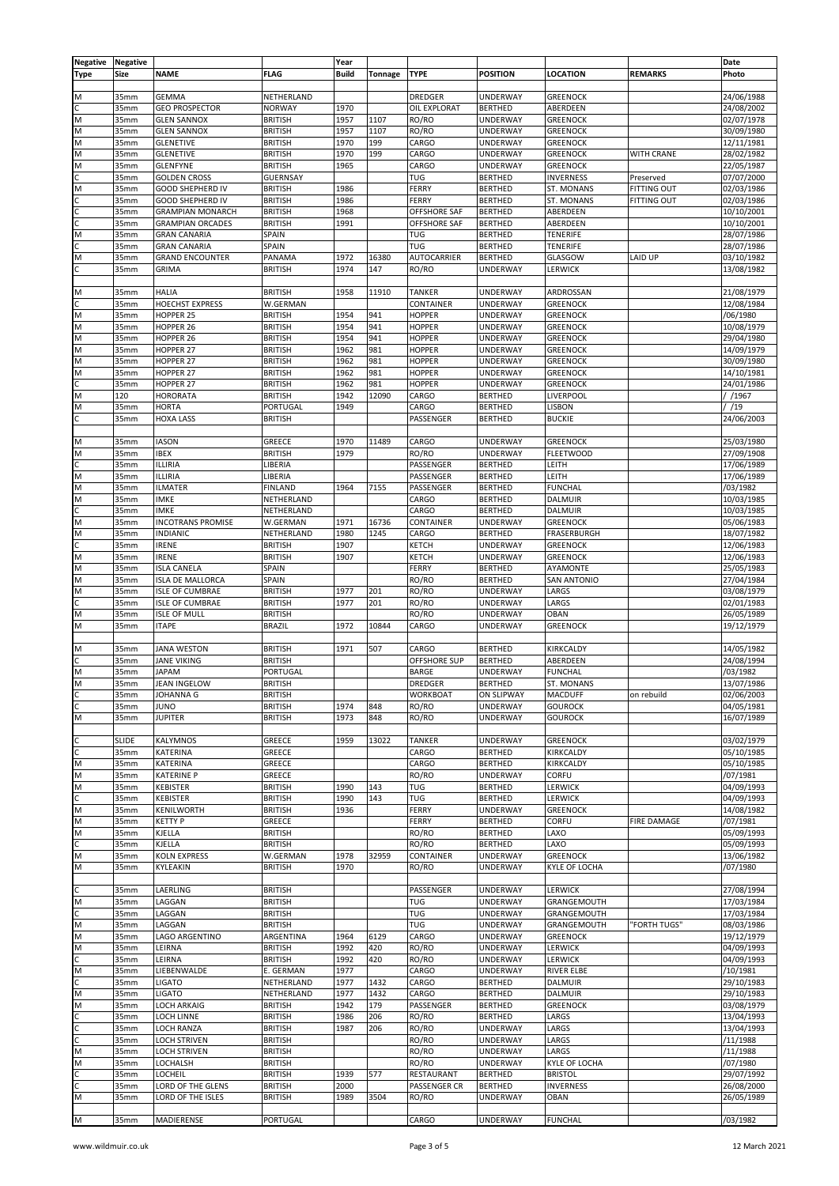| Negative Type | Negative Size | NAME | FLAG | Year Build | Tonnage | TYPE | POSITION | LOCATION | REMARKS | Date Photo |
|---|---|---|---|---|---|---|---|---|---|---|
| | | | | | | | | | | |
| M | 35mm | GEMMA | NETHERLAND | | | DREDGER | UNDERWAY | GREENOCK | | 24/06/1988 |
| C | 35mm | GEO PROSPECTOR | NORWAY | 1970 | | OIL EXPLORAT | BERTHED | ABERDEEN | | 24/08/2002 |
| M | 35mm | GLEN SANNOX | BRITISH | 1957 | 1107 | RO/RO | UNDERWAY | GREENOCK | | 02/07/1978 |
| M | 35mm | GLEN SANNOX | BRITISH | 1957 | 1107 | RO/RO | UNDERWAY | GREENOCK | | 30/09/1980 |
| M | 35mm | GLENETIVE | BRITISH | 1970 | 199 | CARGO | UNDERWAY | GREENOCK | | 12/11/1981 |
| M | 35mm | GLENETIVE | BRITISH | 1970 | 199 | CARGO | UNDERWAY | GREENOCK | WITH CRANE | 28/02/1982 |
| M | 35mm | GLENFYNE | BRITISH | 1965 | | CARGO | UNDERWAY | GREENOCK | | 22/05/1987 |
| C | 35mm | GOLDEN CROSS | GUERNSAY | | | TUG | BERTHED | INVERNESS | Preserved | 07/07/2000 |
| M | 35mm | GOOD SHEPHERD IV | BRITISH | 1986 | | FERRY | BERTHED | ST. MONANS | FITTING OUT | 02/03/1986 |
| C | 35mm | GOOD SHEPHERD IV | BRITISH | 1986 | | FERRY | BERTHED | ST. MONANS | FITTING OUT | 02/03/1986 |
| C | 35mm | GRAMPIAN MONARCH | BRITISH | 1968 | | OFFSHORE SAF | BERTHED | ABERDEEN | | 10/10/2001 |
| C | 35mm | GRAMPIAN ORCADES | BRITISH | 1991 | | OFFSHORE SAF | BERTHED | ABERDEEN | | 10/10/2001 |
| M | 35mm | GRAN CANARIA | SPAIN | | | TUG | BERTHED | TENERIFE | | 28/07/1986 |
| C | 35mm | GRAN CANARIA | SPAIN | | | TUG | BERTHED | TENERIFE | | 28/07/1986 |
| M | 35mm | GRAND ENCOUNTER | PANAMA | 1972 | 16380 | AUTOCARRIER | BERTHED | GLASGOW | LAID UP | 03/10/1982 |
| C | 35mm | GRIMA | BRITISH | 1974 | 147 | RO/RO | UNDERWAY | LERWICK | | 13/08/1982 |
| | | | | | | | | | | |
| M | 35mm | HALIA | BRITISH | 1958 | 11910 | TANKER | UNDERWAY | ARDROSSAN | | 21/08/1979 |
| C | 35mm | HOECHST EXPRESS | W.GERMAN | | | CONTAINER | UNDERWAY | GREENOCK | | 12/08/1984 |
| M | 35mm | HOPPER 25 | BRITISH | 1954 | 941 | HOPPER | UNDERWAY | GREENOCK | | /06/1980 |
| M | 35mm | HOPPER 26 | BRITISH | 1954 | 941 | HOPPER | UNDERWAY | GREENOCK | | 10/08/1979 |
| M | 35mm | HOPPER 26 | BRITISH | 1954 | 941 | HOPPER | UNDERWAY | GREENOCK | | 29/04/1980 |
| M | 35mm | HOPPER 27 | BRITISH | 1962 | 981 | HOPPER | UNDERWAY | GREENOCK | | 14/09/1979 |
| M | 35mm | HOPPER 27 | BRITISH | 1962 | 981 | HOPPER | UNDERWAY | GREENOCK | | 30/09/1980 |
| M | 35mm | HOPPER 27 | BRITISH | 1962 | 981 | HOPPER | UNDERWAY | GREENOCK | | 14/10/1981 |
| C | 35mm | HOPPER 27 | BRITISH | 1962 | 981 | HOPPER | UNDERWAY | GREENOCK | | 24/01/1986 |
| M | 120 | HORORATA | BRITISH | 1942 | 12090 | CARGO | BERTHED | LIVERPOOL | | / /1967 |
| M | 35mm | HORTA | PORTUGAL | 1949 | | CARGO | BERTHED | LISBON | | / /19 |
| C | 35mm | HOXA LASS | BRITISH | | | PASSENGER | BERTHED | BUCKIE | | 24/06/2003 |
| | | | | | | | | | | |
| M | 35mm | IASON | GREECE | 1970 | 11489 | CARGO | UNDERWAY | GREENOCK | | 25/03/1980 |
| M | 35mm | IBEX | BRITISH | 1979 | | RO/RO | UNDERWAY | FLEETWOOD | | 27/09/1908 |
| C | 35mm | ILLIRIA | LIBERIA | | | PASSENGER | BERTHED | LEITH | | 17/06/1989 |
| M | 35mm | ILLIRIA | LIBERIA | | | PASSENGER | BERTHED | LEITH | | 17/06/1989 |
| M | 35mm | ILMATER | FINLAND | 1964 | 7155 | PASSENGER | BERTHED | FUNCHAL | | /03/1982 |
| M | 35mm | IMKE | NETHERLAND | | | CARGO | BERTHED | DALMUIR | | 10/03/1985 |
| C | 35mm | IMKE | NETHERLAND | | | CARGO | BERTHED | DALMUIR | | 10/03/1985 |
| M | 35mm | INCOTRANS PROMISE | W.GERMAN | 1971 | 16736 | CONTAINER | UNDERWAY | GREENOCK | | 05/06/1983 |
| M | 35mm | INDIANIC | NETHERLAND | 1980 | 1245 | CARGO | BERTHED | FRASERBURGH | | 18/07/1982 |
| C | 35mm | IRENE | BRITISH | 1907 | | KETCH | UNDERWAY | GREENOCK | | 12/06/1983 |
| M | 35mm | IRENE | BRITISH | 1907 | | KETCH | UNDERWAY | GREENOCK | | 12/06/1983 |
| M | 35mm | ISLA CANELA | SPAIN | | | FERRY | BERTHED | AYAMONTE | | 25/05/1983 |
| M | 35mm | ISLA DE MALLORCA | SPAIN | | | RO/RO | BERTHED | SAN ANTONIO | | 27/04/1984 |
| M | 35mm | ISLE OF CUMBRAE | BRITISH | 1977 | 201 | RO/RO | UNDERWAY | LARGS | | 03/08/1979 |
| C | 35mm | ISLE OF CUMBRAE | BRITISH | 1977 | 201 | RO/RO | UNDERWAY | LARGS | | 02/01/1983 |
| M | 35mm | ISLE OF MULL | BRITISH | | | RO/RO | UNDERWAY | OBAN | | 26/05/1989 |
| M | 35mm | ITAPE | BRAZIL | 1972 | 10844 | CARGO | UNDERWAY | GREENOCK | | 19/12/1979 |
| | | | | | | | | | | |
| M | 35mm | JANA WESTON | BRITISH | 1971 | 507 | CARGO | BERTHED | KIRKCALDY | | 14/05/1982 |
| C | 35mm | JANE VIKING | BRITISH | | | OFFSHORE SUP | BERTHED | ABERDEEN | | 24/08/1994 |
| M | 35mm | JAPAM | PORTUGAL | | | BARGE | UNDERWAY | FUNCHAL | | /03/1982 |
| M | 35mm | JEAN INGELOW | BRITISH | | | DREDGER | BERTHED | ST. MONANS | | 13/07/1986 |
| C | 35mm | JOHANNA G | BRITISH | | | WORKBOAT | ON SLIPWAY | MACDUFF | on rebuild | 02/06/2003 |
| C | 35mm | JUNO | BRITISH | 1974 | 848 | RO/RO | UNDERWAY | GOUROCK | | 04/05/1981 |
| M | 35mm | JUPITER | BRITISH | 1973 | 848 | RO/RO | UNDERWAY | GOUROCK | | 16/07/1989 |
| | | | | | | | | | | |
| C | SLIDE | KALYMNOS | GREECE | 1959 | 13022 | TANKER | UNDERWAY | GREENOCK | | 03/02/1979 |
| C | 35mm | KATERINA | GREECE | | | CARGO | BERTHED | KIRKCALDY | | 05/10/1985 |
| M | 35mm | KATERINA | GREECE | | | CARGO | BERTHED | KIRKCALDY | | 05/10/1985 |
| M | 35mm | KATERINE P | GREECE | | | RO/RO | UNDERWAY | CORFU | | /07/1981 |
| M | 35mm | KEBISTER | BRITISH | 1990 | 143 | TUG | BERTHED | LERWICK | | 04/09/1993 |
| C | 35mm | KEBISTER | BRITISH | 1990 | 143 | TUG | BERTHED | LERWICK | | 04/09/1993 |
| M | 35mm | KENILWORTH | BRITISH | 1936 | | FERRY | UNDERWAY | GREENOCK | | 14/08/1982 |
| M | 35mm | KETTY P | GREECE | | | FERRY | BERTHED | CORFU | FIRE DAMAGE | /07/1981 |
| M | 35mm | KJELLA | BRITISH | | | RO/RO | BERTHED | LAXO | | 05/09/1993 |
| C | 35mm | KJELLA | BRITISH | | | RO/RO | BERTHED | LAXO | | 05/09/1993 |
| M | 35mm | KOLN EXPRESS | W.GERMAN | 1978 | 32959 | CONTAINER | UNDERWAY | GREENOCK | | 13/06/1982 |
| M | 35mm | KYLEAKIN | BRITISH | 1970 | | RO/RO | UNDERWAY | KYLE OF LOCHA | | /07/1980 |
| | | | | | | | | | | |
| C | 35mm | LAERLING | BRITISH | | | PASSENGER | UNDERWAY | LERWICK | | 27/08/1994 |
| M | 35mm | LAGGAN | BRITISH | | | TUG | UNDERWAY | GRANGEMOUTH | | 17/03/1984 |
| C | 35mm | LAGGAN | BRITISH | | | TUG | UNDERWAY | GRANGEMOUTH | | 17/03/1984 |
| M | 35mm | LAGGAN | BRITISH | | | TUG | UNDERWAY | GRANGEMOUTH | "FORTH TUGS" | 08/03/1986 |
| M | 35mm | LAGO ARGENTINO | ARGENTINA | 1964 | 6129 | CARGO | UNDERWAY | GREENOCK | | 19/12/1979 |
| M | 35mm | LEIRNA | BRITISH | 1992 | 420 | RO/RO | UNDERWAY | LERWICK | | 04/09/1993 |
| C | 35mm | LEIRNA | BRITISH | 1992 | 420 | RO/RO | UNDERWAY | LERWICK | | 04/09/1993 |
| M | 35mm | LIEBENWALDE | E. GERMAN | 1977 | | CARGO | UNDERWAY | RIVER ELBE | | /10/1981 |
| C | 35mm | LIGATO | NETHERLAND | 1977 | 1432 | CARGO | BERTHED | DALMUIR | | 29/10/1983 |
| M | 35mm | LIGATO | NETHERLAND | 1977 | 1432 | CARGO | BERTHED | DALMUIR | | 29/10/1983 |
| M | 35mm | LOCH ARKAIG | BRITISH | 1942 | 179 | PASSENGER | BERTHED | GREENOCK | | 03/08/1979 |
| C | 35mm | LOCH LINNE | BRITISH | 1986 | 206 | RO/RO | BERTHED | LARGS | | 13/04/1993 |
| C | 35mm | LOCH RANZA | BRITISH | 1987 | 206 | RO/RO | UNDERWAY | LARGS | | 13/04/1993 |
| C | 35mm | LOCH STRIVEN | BRITISH | | | RO/RO | UNDERWAY | LARGS | | /11/1988 |
| M | 35mm | LOCH STRIVEN | BRITISH | | | RO/RO | UNDERWAY | LARGS | | /11/1988 |
| M | 35mm | LOCHALSH | BRITISH | | | RO/RO | UNDERWAY | KYLE OF LOCHA | | /07/1980 |
| C | 35mm | LOCHEIL | BRITISH | 1939 | 577 | RESTAURANT | BERTHED | BRISTOL | | 29/07/1992 |
| C | 35mm | LORD OF THE GLENS | BRITISH | 2000 | | PASSENGER CR | BERTHED | INVERNESS | | 26/08/2000 |
| M | 35mm | LORD OF THE ISLES | BRITISH | 1989 | 3504 | RO/RO | UNDERWAY | OBAN | | 26/05/1989 |
| | | | | | | | | | | |
| M | 35mm | MADIERENSE | PORTUGAL | | | CARGO | UNDERWAY | FUNCHAL | | /03/1982 |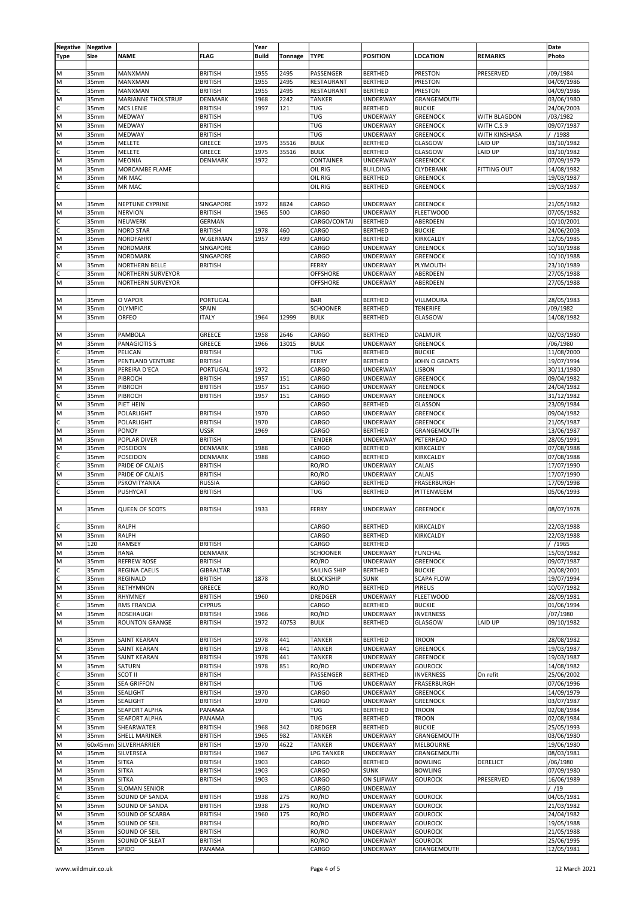| Negative Type | Negative Size | NAME | FLAG | Year Build | Tonnage | TYPE | POSITION | LOCATION | REMARKS | Date Photo |
|---|---|---|---|---|---|---|---|---|---|---|
| | | | | | | | | | | |
| M | 35mm | MANXMAN | BRITISH | 1955 | 2495 | PASSENGER | BERTHED | PRESTON | PRESERVED | /09/1984 |
| M | 35mm | MANXMAN | BRITISH | 1955 | 2495 | RESTAURANT | BERTHED | PRESTON | | 04/09/1986 |
| C | 35mm | MANXMAN | BRITISH | 1955 | 2495 | RESTAURANT | BERTHED | PRESTON | | 04/09/1986 |
| M | 35mm | MARIANNE THOLSTRUP | DENMARK | 1968 | 2242 | TANKER | UNDERWAY | GRANGEMOUTH | | 03/06/1980 |
| C | 35mm | MCS LENIE | BRITISH | 1997 | 121 | TUG | BERTHED | BUCKIE | | 24/06/2003 |
| M | 35mm | MEDWAY | BRITISH | | | TUG | UNDERWAY | GREENOCK | WITH BLAGDON | /03/1982 |
| M | 35mm | MEDWAY | BRITISH | | | TUG | UNDERWAY | GREENOCK | WITH C.S.9 | 09/07/1987 |
| M | 35mm | MEDWAY | BRITISH | | | TUG | UNDERWAY | GREENOCK | WITH KINSHASA | / /1988 |
| M | 35mm | MELETE | GREECE | 1975 | 35516 | BULK | BERTHED | GLASGOW | LAID UP | 03/10/1982 |
| C | 35mm | MELETE | GREECE | 1975 | 35516 | BULK | BERTHED | GLASGOW | LAID UP | 03/10/1982 |
| M | 35mm | MEONIA | DENMARK | 1972 | | CONTAINER | UNDERWAY | GREENOCK | | 07/09/1979 |
| M | 35mm | MORCAMBE FLAME | | | | OIL RIG | BUILDING | CLYDEBANK | FITTING OUT | 14/08/1982 |
| M | 35mm | MR MAC | | | | OIL RIG | BERTHED | GREENOCK | | 19/03/1987 |
| C | 35mm | MR MAC | | | | OIL RIG | BERTHED | GREENOCK | | 19/03/1987 |
| | | | | | | | | | | |
| M | 35mm | NEPTUNE CYPRINE | SINGAPORE | 1972 | 8824 | CARGO | UNDERWAY | GREENOCK | | 21/05/1982 |
| M | 35mm | NERVION | BRITISH | 1965 | 500 | CARGO | UNDERWAY | FLEETWOOD | | 07/05/1982 |
| C | 35mm | NEUWERK | GERMAN | | | CARGO/CONTAI | BERTHED | ABERDEEN | | 10/10/2001 |
| C | 35mm | NORD STAR | BRITISH | 1978 | 460 | CARG0 | BERTHED | BUCKIE | | 24/06/2003 |
| M | 35mm | NORDFAHRT | W.GERMAN | 1957 | 499 | CARGO | BERTHED | KIRKCALDY | | 12/05/1985 |
| M | 35mm | NORDMARK | SINGAPORE | | | CARGO | UNDERWAY | GREENOCK | | 10/10/1988 |
| C | 35mm | NORDMARK | SINGAPORE | | | CARGO | UNDERWAY | GREENOCK | | 10/10/1988 |
| M | 35mm | NORTHERN BELLE | BRITISH | | | FERRY | UNDERWAY | PLYMOUTH | | 23/10/1989 |
| C | 35mm | NORTHERN SURVEYOR | | | | OFFSHORE | UNDERWAY | ABERDEEN | | 27/05/1988 |
| M | 35mm | NORTHERN SURVEYOR | | | | OFFSHORE | UNDERWAY | ABERDEEN | | 27/05/1988 |
| | | | | | | | | | | |
| M | 35mm | O VAPOR | PORTUGAL | | | BAR | BERTHED | VILLMOURA | | 28/05/1983 |
| M | 35mm | OLYMPIC | SPAIN | | | SCHOONER | BERTHED | TENERIFE | | /09/1982 |
| M | 35mm | ORFEO | ITALY | 1964 | 12999 | BULK | BERTHED | GLASGOW | | 14/08/1982 |
| | | | | | | | | | | |
| M | 35mm | PAMBOLA | GREECE | 1958 | 2646 | CARGO | BERTHED | DALMUIR | | 02/03/1980 |
| M | 35mm | PANAGIOTIS S | GREECE | 1966 | 13015 | BULK | UNDERWAY | GREENOCK | | /06/1980 |
| C | 35mm | PELICAN | BRITISH | | | TUG | BERTHED | BUCKIE | | 11/08/2000 |
| C | 35mm | PENTLAND VENTURE | BRITISH | | | FERRY | BERTHED | JOHN O GROATS | | 19/07/1994 |
| M | 35mm | PEREIRA D'ECA | PORTUGAL | 1972 | | CARGO | UNDERWAY | LISBON | | 30/11/1980 |
| M | 35mm | PIBROCH | BRITISH | 1957 | 151 | CARGO | UNDERWAY | GREENOCK | | 09/04/1982 |
| M | 35mm | PIBROCH | BRITISH | 1957 | 151 | CARGO | UNDERWAY | GREENOCK | | 24/04/1982 |
| C | 35mm | PIBROCH | BRITISH | 1957 | 151 | CARGO | UNDERWAY | GREENOCK | | 31/12/1982 |
| M | 35mm | PIET HEIN | | | | CARGO | BERTHED | GLASSON | | 23/09/1984 |
| M | 35mm | POLARLIGHT | BRITISH | 1970 | | CARGO | UNDERWAY | GREENOCK | | 09/04/1982 |
| C | 35mm | POLARLIGHT | BRITISH | 1970 | | CARGO | UNDERWAY | GREENOCK | | 21/05/1987 |
| M | 35mm | PONOY | USSR | 1969 | | CARGO | BERTHED | GRANGEMOUTH | | 13/06/1987 |
| M | 35mm | POPLAR DIVER | BRITISH | | | TENDER | UNDERWAY | PETERHEAD | | 28/05/1991 |
| M | 35mm | POSEIDON | DENMARK | 1988 | | CARGO | BERTHED | KIRKCALDY | | 07/08/1988 |
| C | 35mm | POSEIDON | DENMARK | 1988 | | CARGO | BERTHED | KIRKCALDY | | 07/08/1988 |
| C | 35mm | PRIDE OF CALAIS | BRITISH | | | RO/RO | UNDERWAY | CALAIS | | 17/07/1990 |
| M | 35mm | PRIDE OF CALAIS | BRITISH | | | RO/RO | UNDERWAY | CALAIS | | 17/07/1990 |
| C | 35mm | PSKOVITYANKA | RUSSIA | | | CARGO | BERTHED | FRASERBURGH | | 17/09/1998 |
| C | 35mm | PUSHYCAT | BRITISH | | | TUG | BERTHED | PITTENWEEM | | 05/06/1993 |
| | | | | | | | | | | |
| M | 35mm | QUEEN OF SCOTS | BRITISH | 1933 | | FERRY | UNDERWAY | GREENOCK | | 08/07/1978 |
| | | | | | | | | | | |
| C | 35mm | RALPH | | | | CARGO | BERTHED | KIRKCALDY | | 22/03/1988 |
| M | 35mm | RALPH | | | | CARGO | BERTHED | KIRKCALDY | | 22/03/1988 |
| M | 120 | RAMSEY | BRITISH | | | CARGO | BERTHED | | | / /1965 |
| M | 35mm | RANA | DENMARK | | | SCHOONER | UNDERWAY | FUNCHAL | | 15/03/1982 |
| M | 35mm | REFREW ROSE | BRITISH | | | RO/RO | UNDERWAY | GREENOCK | | 09/07/1987 |
| C | 35mm | REGINA CAELIS | GIBRALTAR | | | SAILING SHIP | BERTHED | BUCKIE | | 20/08/2001 |
| C | 35mm | REGINALD | BRITISH | 1878 | | BLOCKSHIP | SUNK | SCAPA FLOW | | 19/07/1994 |
| M | 35mm | RETHYMNON | GREECE | | | RO/RO | BERTHED | PIREUS | | 10/07/1982 |
| M | 35mm | RHYMNEY | BRITISH | 1960 | | DREDGER | UNDERWAY | FLEETWOOD | | 28/09/1981 |
| C | 35mm | RMS FRANCIA | CYPRUS | | | CARGO | BERTHED | BUCKIE | | 01/06/1994 |
| M | 35mm | ROSEHAUGH | BRITISH | 1966 | | RO/RO | UNDERWAY | INVERNESS | | /07/1980 |
| M | 35mm | ROUNTON GRANGE | BRITISH | 1972 | 40753 | BULK | BERTHED | GLASGOW | LAID UP | 09/10/1982 |
| | | | | | | | | | | |
| M | 35mm | SAINT KEARAN | BRITISH | 1978 | 441 | TANKER | BERTHED | TROON | | 28/08/1982 |
| C | 35mm | SAINT KEARAN | BRITISH | 1978 | 441 | TANKER | UNDERWAY | GREENOCK | | 19/03/1987 |
| M | 35mm | SAINT KEARAN | BRITISH | 1978 | 441 | TANKER | UNDERWAY | GREENOCK | | 19/03/1987 |
| M | 35mm | SATURN | BRITISH | 1978 | 851 | RO/RO | UNDERWAY | GOUROCK | | 14/08/1982 |
| C | 35mm | SCOT II | BRITISH | | | PASSENGER | BERTHED | INVERNESS | On refit | 25/06/2002 |
| C | 35mm | SEA GRIFFON | BRITISH | | | TUG | UNDERWAY | FRASERBURGH | | 07/06/1996 |
| M | 35mm | SEALIGHT | BRITISH | 1970 | | CARGO | UNDERWAY | GREENOCK | | 14/09/1979 |
| M | 35mm | SEALIGHT | BRITISH | 1970 | | CARGO | UNDERWAY | GREENOCK | | 03/07/1987 |
| C | 35mm | SEAPORT ALPHA | PANAMA | | | TUG | BERTHED | TROON | | 02/08/1984 |
| C | 35mm | SEAPORT ALPHA | PANAMA | | | TUG | BERTHED | TROON | | 02/08/1984 |
| M | 35mm | SHEARWATER | BRITISH | 1968 | 342 | DREDGER | BERTHED | BUCKIE | | 25/05/1993 |
| M | 35mm | SHELL MARINER | BRITISH | 1965 | 982 | TANKER | UNDERWAY | GRANGEMOUTH | | 03/06/1980 |
| M | 60x45mm | SILVERHARRIER | BRITISH | 1970 | 4622 | TANKER | UNDERWAY | MELBOURNE | | 19/06/1980 |
| M | 35mm | SILVERSEA | BRITISH | 1967 | | LPG TANKER | UNDERWAY | GRANGEMOUTH | | 08/03/1981 |
| M | 35mm | SITKA | BRITISH | 1903 | | CARGO | BERTHED | BOWLING | DERELICT | /06/1980 |
| M | 35mm | SITKA | BRITISH | 1903 | | CARGO | SUNK | BOWLING | | 07/09/1980 |
| M | 35mm | SITKA | BRITISH | 1903 | | CARGO | ON SLIPWAY | GOUROCK | PRESERVED | 16/06/1989 |
| M | 35mm | SLOMAN SENIOR | | | | CARGO | UNDERWAY | | | / /19 |
| C | 35mm | SOUND OF SANDA | BRITISH | 1938 | 275 | RO/RO | UNDERWAY | GOUROCK | | 04/05/1981 |
| M | 35mm | SOUND OF SANDA | BRITISH | 1938 | 275 | RO/RO | UNDERWAY | GOUROCK | | 21/03/1982 |
| M | 35mm | SOUND OF SCARBA | BRITISH | 1960 | 175 | RO/RO | UNDERWAY | GOUROCK | | 24/04/1982 |
| M | 35mm | SOUND OF SEIL | BRITISH | | | RO/RO | UNDERWAY | GOUROCK | | 19/05/1988 |
| M | 35mm | SOUND OF SEIL | BRITISH | | | RO/RO | UNDERWAY | GOUROCK | | 21/05/1988 |
| C | 35mm | SOUND OF SLEAT | BRITISH | | | RO/RO | UNDERWAY | GOUROCK | | 25/06/1995 |
| M | 35mm | SPIDO | PANAMA | | | CARGO | UNDERWAY | GRANGEMOUTH | | 12/05/1981 |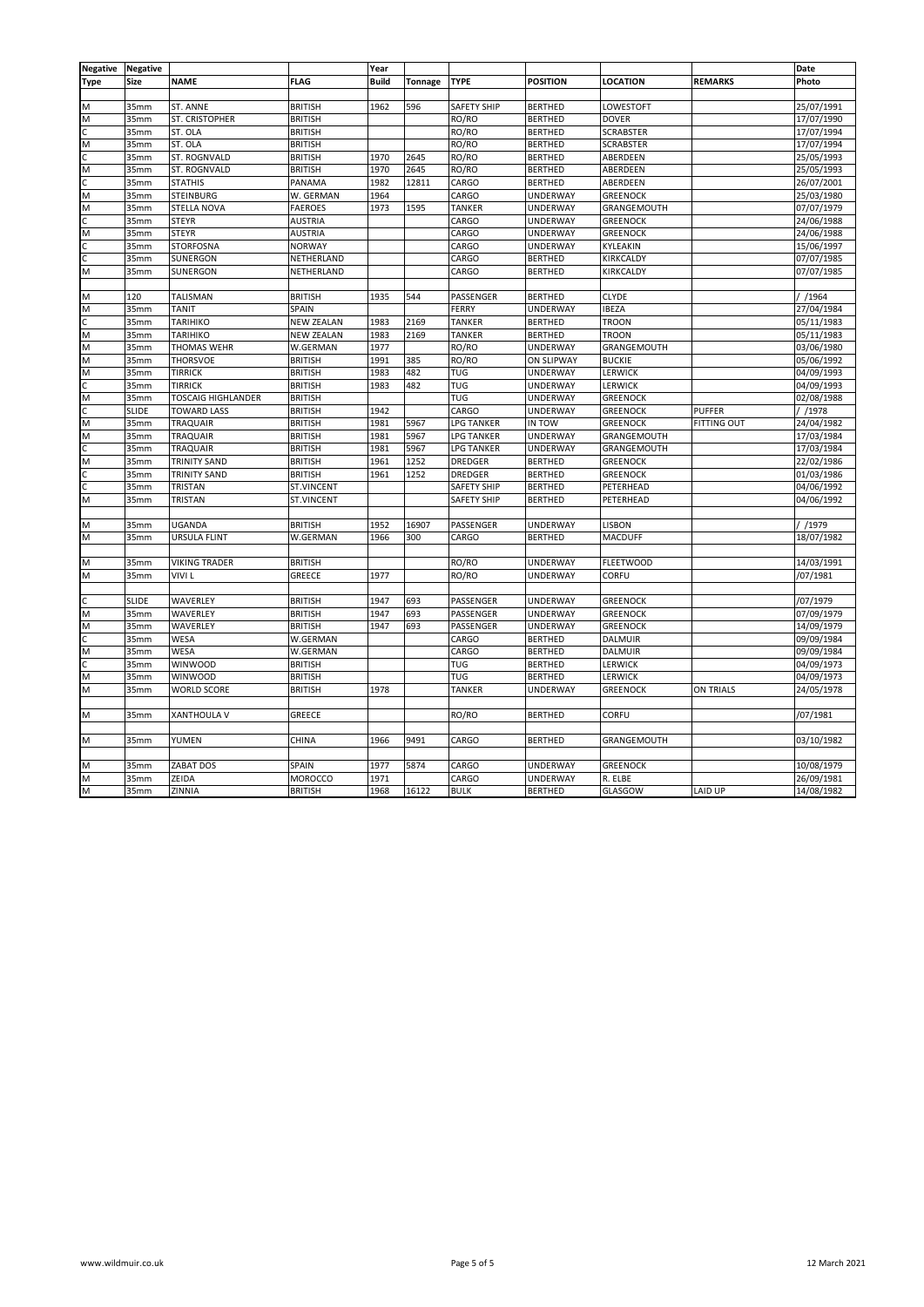| Negative Type | Negative Size | NAME | FLAG | Year Build | Tonnage | TYPE | POSITION | LOCATION | REMARKS | Date Photo |
|---|---|---|---|---|---|---|---|---|---|---|
| | | | | | | | | | | |
| M | 35mm | ST. ANNE | BRITISH | 1962 | 596 | SAFETY SHIP | BERTHED | LOWESTOFT | | 25/07/1991 |
| M | 35mm | ST. CRISTOPHER | BRITISH | | | RO/RO | BERTHED | DOVER | | 17/07/1990 |
| C | 35mm | ST. OLA | BRITISH | | | RO/RO | BERTHED | SCRABSTER | | 17/07/1994 |
| M | 35mm | ST. OLA | BRITISH | | | RO/RO | BERTHED | SCRABSTER | | 17/07/1994 |
| C | 35mm | ST. ROGNVALD | BRITISH | 1970 | 2645 | RO/RO | BERTHED | ABERDEEN | | 25/05/1993 |
| M | 35mm | ST. ROGNVALD | BRITISH | 1970 | 2645 | RO/RO | BERTHED | ABERDEEN | | 25/05/1993 |
| C | 35mm | STATHIS | PANAMA | 1982 | 12811 | CARGO | BERTHED | ABERDEEN | | 26/07/2001 |
| M | 35mm | STEINBURG | W. GERMAN | 1964 | | CARGO | UNDERWAY | GREENOCK | | 25/03/1980 |
| M | 35mm | STELLA NOVA | FAEROES | 1973 | 1595 | TANKER | UNDERWAY | GRANGEMOUTH | | 07/07/1979 |
| C | 35mm | STEYR | AUSTRIA | | | CARGO | UNDERWAY | GREENOCK | | 24/06/1988 |
| M | 35mm | STEYR | AUSTRIA | | | CARGO | UNDERWAY | GREENOCK | | 24/06/1988 |
| C | 35mm | STORFOSNA | NORWAY | | | CARGO | UNDERWAY | KYLEAKIN | | 15/06/1997 |
| C | 35mm | SUNERGON | NETHERLAND | | | CARGO | BERTHED | KIRKCALDY | | 07/07/1985 |
| M | 35mm | SUNERGON | NETHERLAND | | | CARGO | BERTHED | KIRKCALDY | | 07/07/1985 |
| | | | | | | | | | | |
| M | 120 | TALISMAN | BRITISH | 1935 | 544 | PASSENGER | BERTHED | CLYDE | | / /1964 |
| M | 35mm | TANIT | SPAIN | | | FERRY | UNDERWAY | IBEZA | | 27/04/1984 |
| C | 35mm | TARIHIKO | NEW ZEALAN | 1983 | 2169 | TANKER | BERTHED | TROON | | 05/11/1983 |
| M | 35mm | TARIHIKO | NEW ZEALAN | 1983 | 2169 | TANKER | BERTHED | TROON | | 05/11/1983 |
| M | 35mm | THOMAS WEHR | W.GERMAN | 1977 | | RO/RO | UNDERWAY | GRANGEMOUTH | | 03/06/1980 |
| M | 35mm | THORSVOE | BRITISH | 1991 | 385 | RO/RO | ON SLIPWAY | BUCKIE | | 05/06/1992 |
| M | 35mm | TIRRICK | BRITISH | 1983 | 482 | TUG | UNDERWAY | LERWICK | | 04/09/1993 |
| C | 35mm | TIRRICK | BRITISH | 1983 | 482 | TUG | UNDERWAY | LERWICK | | 04/09/1993 |
| M | 35mm | TOSCAIG HIGHLANDER | BRITISH | | | TUG | UNDERWAY | GREENOCK | | 02/08/1988 |
| C | SLIDE | TOWARD LASS | BRITISH | 1942 | | CARGO | UNDERWAY | GREENOCK | PUFFER | / /1978 |
| M | 35mm | TRAQUAIR | BRITISH | 1981 | 5967 | LPG TANKER | IN TOW | GREENOCK | FITTING OUT | 24/04/1982 |
| M | 35mm | TRAQUAIR | BRITISH | 1981 | 5967 | LPG TANKER | UNDERWAY | GRANGEMOUTH | | 17/03/1984 |
| C | 35mm | TRAQUAIR | BRITISH | 1981 | 5967 | LPG TANKER | UNDERWAY | GRANGEMOUTH | | 17/03/1984 |
| M | 35mm | TRINITY SAND | BRITISH | 1961 | 1252 | DREDGER | BERTHED | GREENOCK | | 22/02/1986 |
| C | 35mm | TRINITY SAND | BRITISH | 1961 | 1252 | DREDGER | BERTHED | GREENOCK | | 01/03/1986 |
| C | 35mm | TRISTAN | ST.VINCENT | | | SAFETY SHIP | BERTHED | PETERHEAD | | 04/06/1992 |
| M | 35mm | TRISTAN | ST.VINCENT | | | SAFETY SHIP | BERTHED | PETERHEAD | | 04/06/1992 |
| | | | | | | | | | | |
| M | 35mm | UGANDA | BRITISH | 1952 | 16907 | PASSENGER | UNDERWAY | LISBON | | / /1979 |
| M | 35mm | URSULA FLINT | W.GERMAN | 1966 | 300 | CARGO | BERTHED | MACDUFF | | 18/07/1982 |
| | | | | | | | | | | |
| M | 35mm | VIKING TRADER | BRITISH | | | RO/RO | UNDERWAY | FLEETWOOD | | 14/03/1991 |
| M | 35mm | VIVI L | GREECE | 1977 | | RO/RO | UNDERWAY | CORFU | | /07/1981 |
| | | | | | | | | | | |
| C | SLIDE | WAVERLEY | BRITISH | 1947 | 693 | PASSENGER | UNDERWAY | GREENOCK | | /07/1979 |
| M | 35mm | WAVERLEY | BRITISH | 1947 | 693 | PASSENGER | UNDERWAY | GREENOCK | | 07/09/1979 |
| M | 35mm | WAVERLEY | BRITISH | 1947 | 693 | PASSENGER | UNDERWAY | GREENOCK | | 14/09/1979 |
| C | 35mm | WESA | W.GERMAN | | | CARGO | BERTHED | DALMUIR | | 09/09/1984 |
| M | 35mm | WESA | W.GERMAN | | | CARGO | BERTHED | DALMUIR | | 09/09/1984 |
| C | 35mm | WINWOOD | BRITISH | | | TUG | BERTHED | LERWICK | | 04/09/1973 |
| M | 35mm | WINWOOD | BRITISH | | | TUG | BERTHED | LERWICK | | 04/09/1973 |
| M | 35mm | WORLD SCORE | BRITISH | 1978 | | TANKER | UNDERWAY | GREENOCK | ON TRIALS | 24/05/1978 |
| | | | | | | | | | | |
| M | 35mm | XANTHOULA V | GREECE | | | RO/RO | BERTHED | CORFU | | /07/1981 |
| | | | | | | | | | | |
| M | 35mm | YUMEN | CHINA | 1966 | 9491 | CARGO | BERTHED | GRANGEMOUTH | | 03/10/1982 |
| | | | | | | | | | | |
| M | 35mm | ZABAT DOS | SPAIN | 1977 | 5874 | CARGO | UNDERWAY | GREENOCK | | 10/08/1979 |
| M | 35mm | ZEIDA | MOROCCO | 1971 | | CARGO | UNDERWAY | R. ELBE | | 26/09/1981 |
| M | 35mm | ZINNIA | BRITISH | 1968 | 16122 | BULK | BERTHED | GLASGOW | LAID UP | 14/08/1982 |